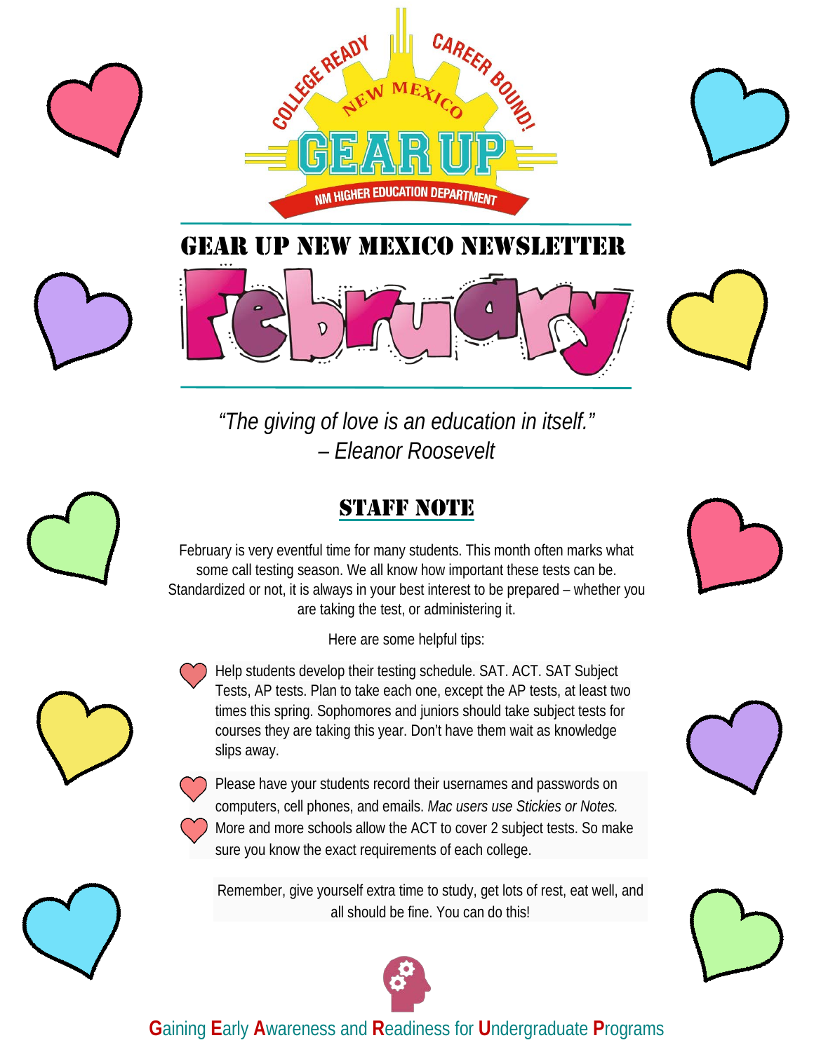COLLEGE READY · NEW MEXICO · CAREER BOUND!

GEAR UP

NM HIGHER EDUCATION DEPARTMENT

# GEAR UP NEW MEXICO NEWSLETTER

# February

*"The giving of love is an education in itself."*
*– Eleanor Roosevelt*

## STAFF NOTE

February is very eventful time for many students. This month often marks what some call testing season. We all know how important these tests can be. Standardized or not, it is always in your best interest to be prepared – whether you are taking the test, or administering it.

Here are some helpful tips:

- Help students develop their testing schedule. SAT. ACT. SAT Subject Tests, AP tests. Plan to take each one, except the AP tests, at least two times this spring. Sophomores and juniors should take subject tests for courses they are taking this year. Don't have them wait as knowledge slips away.
- Please have your students record their usernames and passwords on computers, cell phones, and emails. *Mac users use Stickies or Notes.*
- More and more schools allow the ACT to cover 2 subject tests. So make sure you know the exact requirements of each college.

Remember, give yourself extra time to study, get lots of rest, eat well, and all should be fine. You can do this!

**G**aining **E**arly **A**wareness and **R**eadiness for **U**ndergraduate **P**rograms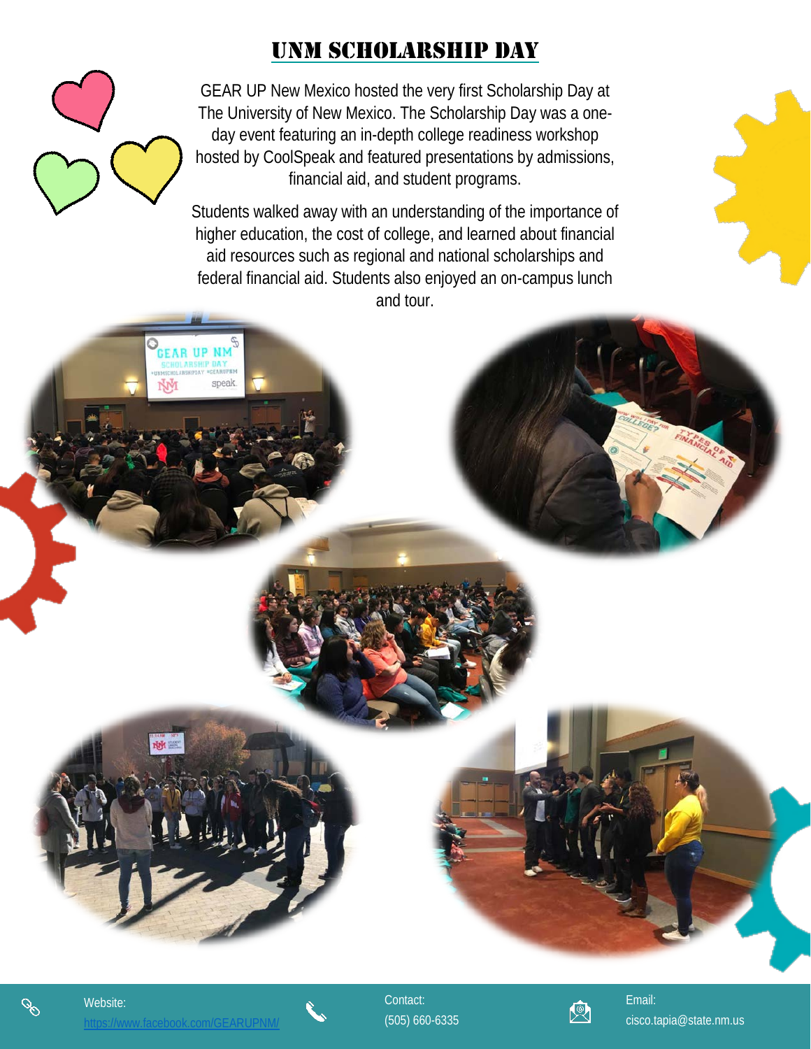# UNM SCHOLARSHIP DAY

GEAR UP New Mexico hosted the very first Scholarship Day at The University of New Mexico. The Scholarship Day was a one-day event featuring an in-depth college readiness workshop hosted by CoolSpeak and featured presentations by admissions, financial aid, and student programs.

Students walked away with an understanding of the importance of higher education, the cost of college, and learned about financial aid resources such as regional and national scholarships and federal financial aid. Students also enjoyed an on-campus lunch and tour.

Website:
https://www.facebook.com/GEARUPNM/

Contact:
(505) 660-6335

Email:
cisco.tapia@state.nm.us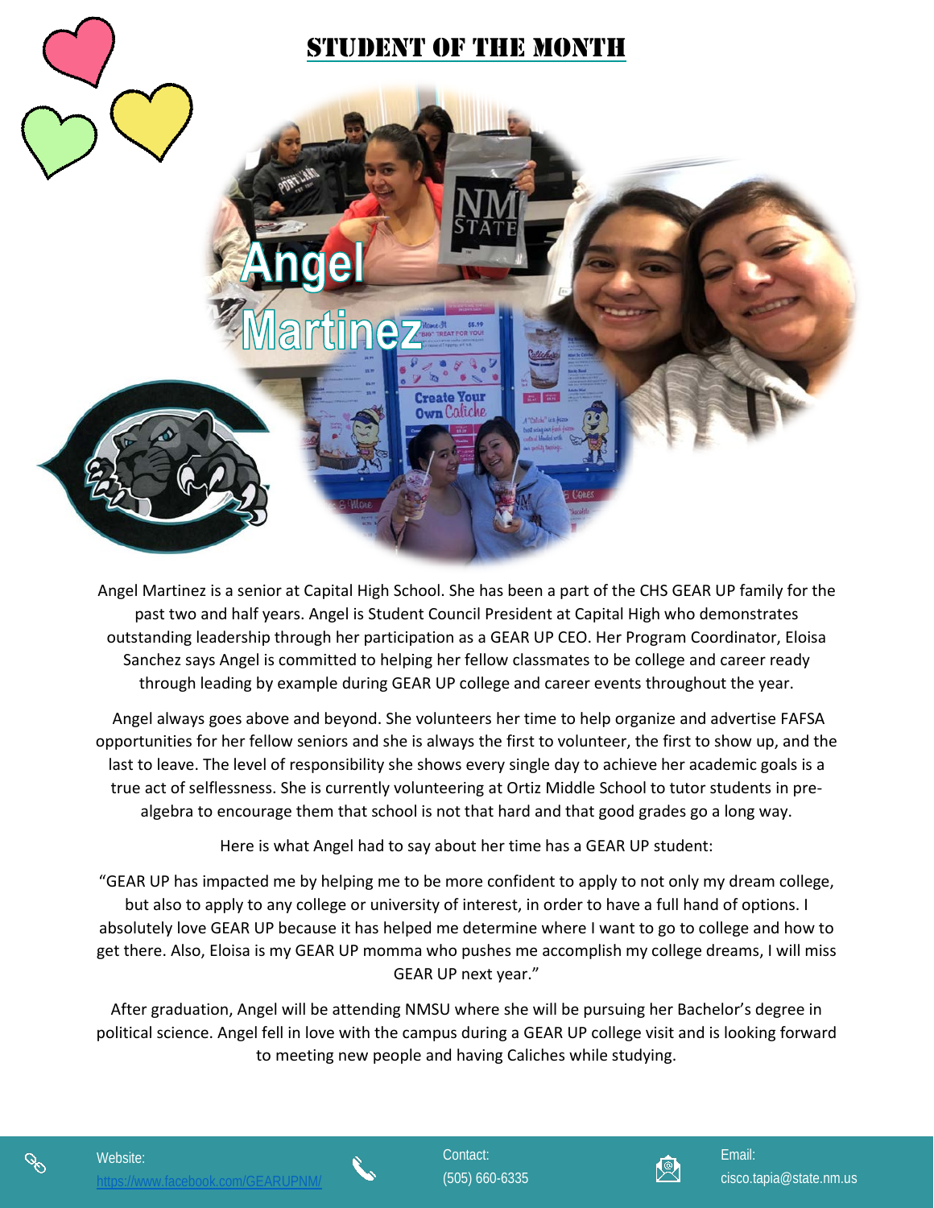# STUDENT OF THE MONTH

## Angel Martinez

Angel Martinez is a senior at Capital High School. She has been a part of the CHS GEAR UP family for the past two and half years. Angel is Student Council President at Capital High who demonstrates outstanding leadership through her participation as a GEAR UP CEO. Her Program Coordinator, Eloisa Sanchez says Angel is committed to helping her fellow classmates to be college and career ready through leading by example during GEAR UP college and career events throughout the year.

Angel always goes above and beyond. She volunteers her time to help organize and advertise FAFSA opportunities for her fellow seniors and she is always the first to volunteer, the first to show up, and the last to leave. The level of responsibility she shows every single day to achieve her academic goals is a true act of selflessness. She is currently volunteering at Ortiz Middle School to tutor students in pre-algebra to encourage them that school is not that hard and that good grades go a long way.

Here is what Angel had to say about her time has a GEAR UP student:

"GEAR UP has impacted me by helping me to be more confident to apply to not only my dream college, but also to apply to any college or university of interest, in order to have a full hand of options. I absolutely love GEAR UP because it has helped me determine where I want to go to college and how to get there. Also, Eloisa is my GEAR UP momma who pushes me accomplish my college dreams, I will miss GEAR UP next year."

After graduation, Angel will be attending NMSU where she will be pursuing her Bachelor's degree in political science. Angel fell in love with the campus during a GEAR UP college visit and is looking forward to meeting new people and having Caliches while studying.

Website: https://www.facebook.com/GEARUPNM/

Contact: (505) 660-6335

Email: cisco.tapia@state.nm.us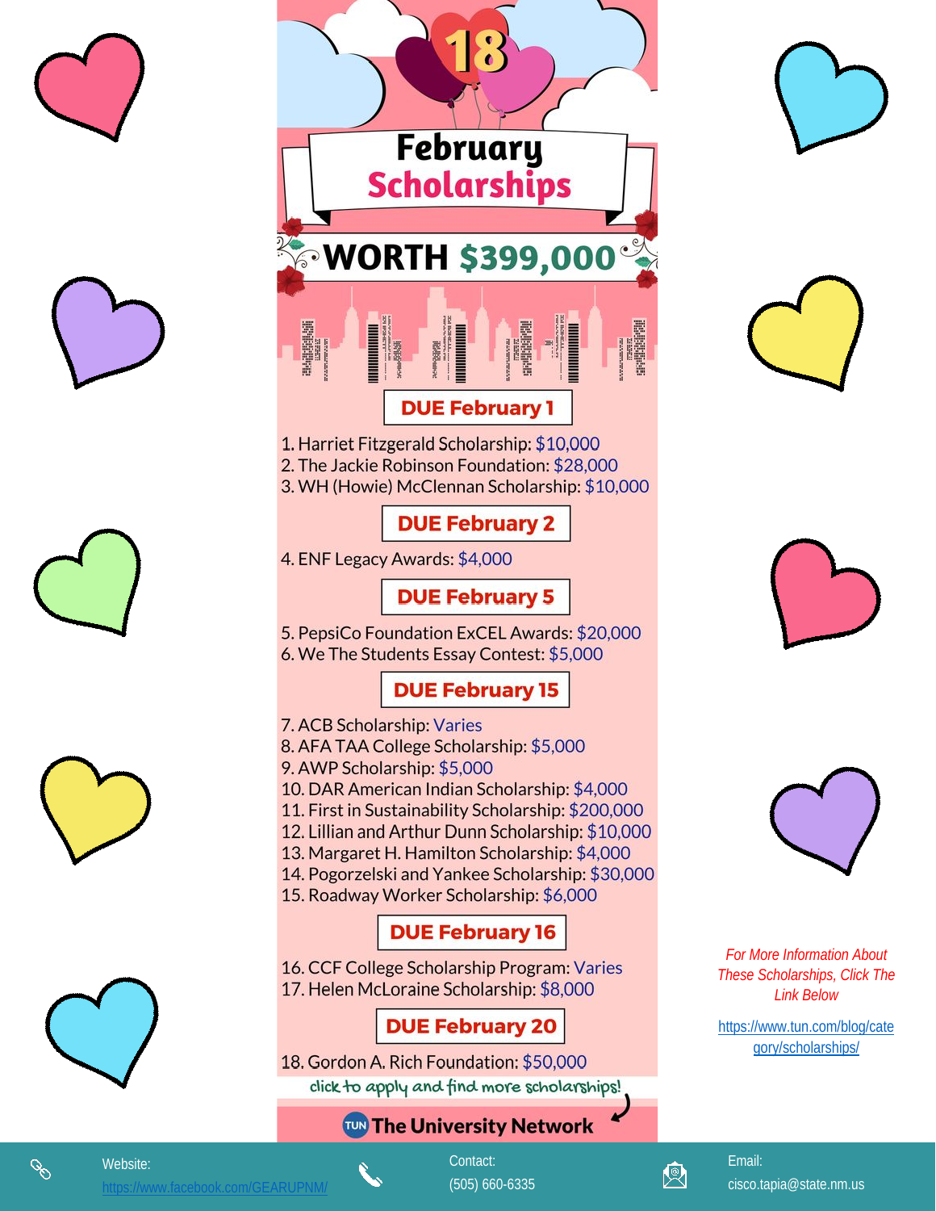# 18 February Scholarships

## WORTH $399,000

### DUE February 1

1. Harriet Fitzgerald Scholarship: $10,000
2. The Jackie Robinson Foundation: $28,000
3. WH (Howie) McClennan Scholarship: $10,000

### DUE February 2

4. ENF Legacy Awards: $4,000

### DUE February 5

5. PepsiCo Foundation ExCEL Awards: $20,000
6. We The Students Essay Contest: $5,000

### DUE February 15

7. ACB Scholarship: Varies
8. AFA TAA College Scholarship: $5,000
9. AWP Scholarship: $5,000
10. DAR American Indian Scholarship: $4,000
11. First in Sustainability Scholarship: $200,000
12. Lillian and Arthur Dunn Scholarship: $10,000
13. Margaret H. Hamilton Scholarship: $4,000
14. Pogorzelski and Yankee Scholarship: $30,000
15. Roadway Worker Scholarship: $6,000

### DUE February 16

16. CCF College Scholarship Program: Varies
17. Helen McLoraine Scholarship: $8,000

### DUE February 20

18. Gordon A. Rich Foundation: $50,000

click to apply and find more scholarships!

TUN The University Network

*For More Information About These Scholarships, Click The Link Below*

https://www.tun.com/blog/category/scholarships/

Website: https://www.facebook.com/GEARUPNM/

Contact: (505) 660-6335

Email: cisco.tapia@state.nm.us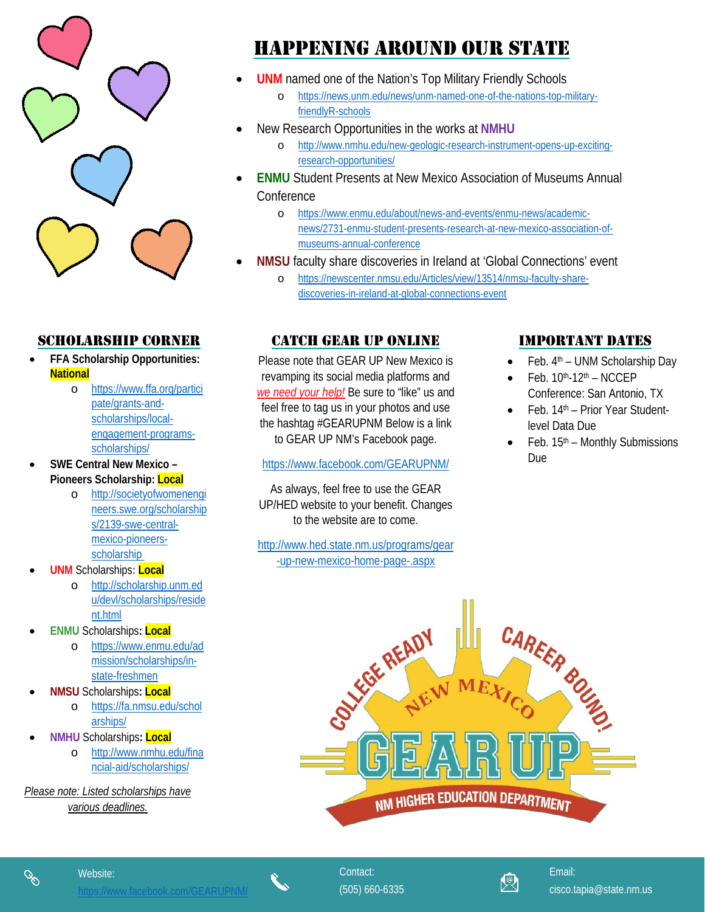# HAPPENING AROUND OUR STATE

- **UNM** named one of the Nation's Top Military Friendly Schools
  - https://news.unm.edu/news/unm-named-one-of-the-nations-top-military-friendlyR-schools
- New Research Opportunities in the works at **NMHU**
  - http://www.nmhu.edu/new-geologic-research-instrument-opens-up-exciting-research-opportunities/
- **ENMU** Student Presents at New Mexico Association of Museums Annual Conference
  - https://www.enmu.edu/about/news-and-events/enmu-news/academic-news/2731-enmu-student-presents-research-at-new-mexico-association-of-museums-annual-conference
- **NMSU** faculty share discoveries in Ireland at 'Global Connections' event
  - https://newscenter.nmsu.edu/Articles/view/13514/nmsu-faculty-share-discoveries-in-ireland-at-global-connections-event

## SCHOLARSHIP CORNER

- **FFA Scholarship Opportunities: National**
  - https://www.ffa.org/participate/grants-and-scholarships/local-engagement-programs-scholarships/
- **SWE Central New Mexico – Pioneers Scholarship: Local**
  - http://societyofwomenengineers.swe.org/scholarships/2139-swe-central-mexico-pioneers-scholarship
- **UNM** Scholarships: **Local**
  - http://scholarship.unm.edu/devl/scholarships/resident.html
- **ENMU** Scholarships**: Local**
  - https://www.enmu.edu/admission/scholarships/in-state-freshmen
- **NMSU** Scholarships**: Local**
  - https://fa.nmsu.edu/scholarships/
- **NMHU** Scholarships**: Local**
  - http://www.nmhu.edu/financial-aid/scholarships/

*Please note: Listed scholarships have various deadlines.*

## CATCH GEAR UP ONLINE

Please note that GEAR UP New Mexico is revamping its social media platforms and *we need your help!* Be sure to "like" us and feel free to tag us in your photos and use the hashtag #GEARUPNM Below is a link to GEAR UP NM's Facebook page.

https://www.facebook.com/GEARUPNM/

As always, feel free to use the GEAR UP/HED website to your benefit. Changes to the website are to come.

http://www.hed.state.nm.us/programs/gear-up-new-mexico-home-page-.aspx

## IMPORTANT DATES

- Feb. 4th – UNM Scholarship Day
- Feb. 10th-12th – NCCEP Conference: San Antonio, TX
- Feb. 14th – Prior Year Student-level Data Due
- Feb. 15th – Monthly Submissions Due

COLLEGE READY NEW MEXICO CAREER BOUND! GEAR UP NM HIGHER EDUCATION DEPARTMENT

Website: https://www.facebook.com/GEARUPNM/

Contact: (505) 660-6335

Email: cisco.tapia@state.nm.us